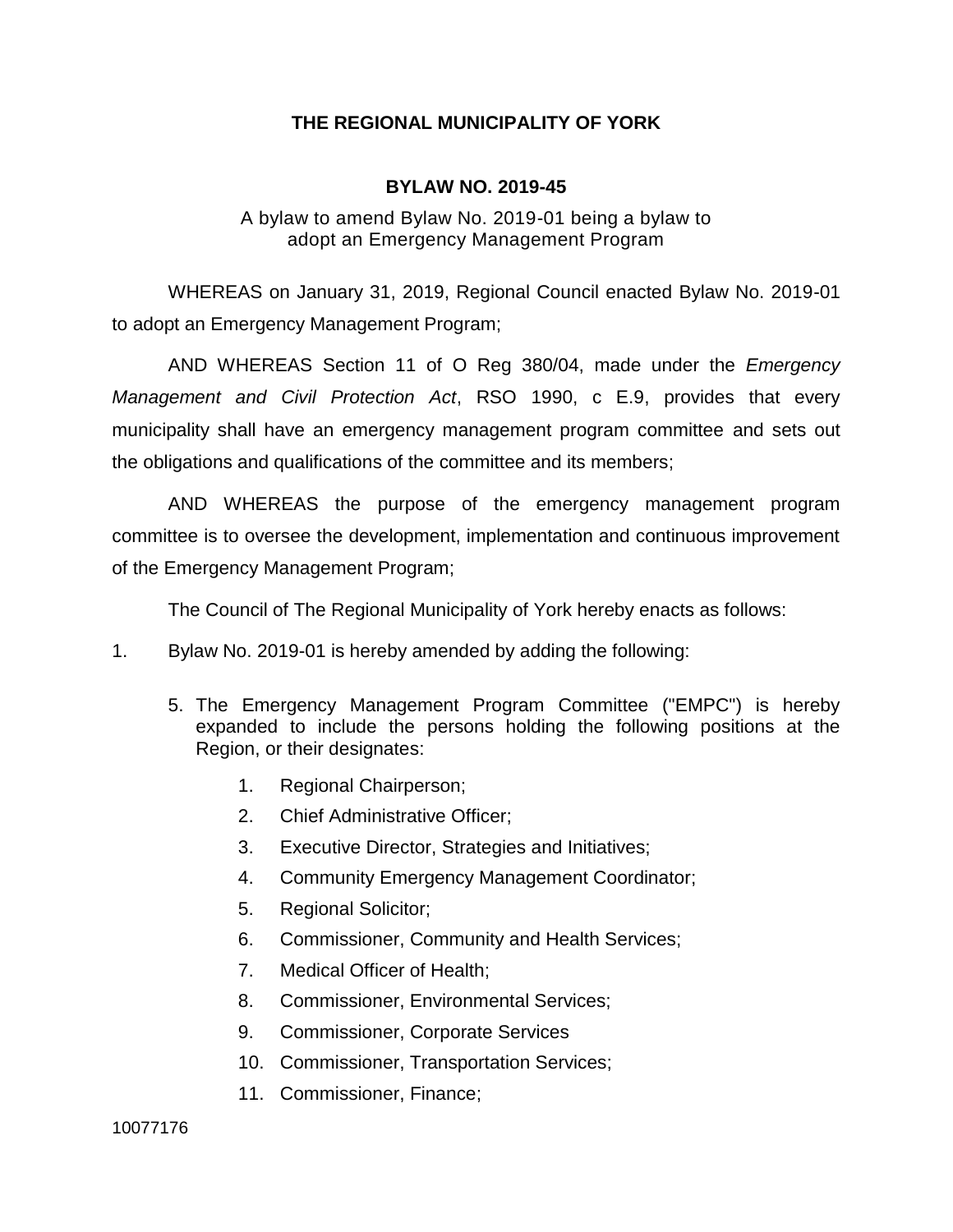# THE REGIONAL MUNICIPALITY OF YORK

## BYLAW NO. 2019-45

A bylaw to amend Bylaw No. 2019-01 being a bylaw to adopt an Emergency Management Program

WHEREAS on January 31, 2019, Regional Council enacted Bylaw No. 2019-01 to adopt an Emergency Management Program;

AND WHEREAS Section 11 of O Reg 380/04, made under the *Emergency Management and Civil Protection Act*, RSO 1990, c E.9, provides that every municipality shall have an emergency management program committee and sets out the obligations and qualifications of the committee and its members;

AND WHEREAS the purpose of the emergency management program committee is to oversee the development, implementation and continuous improvement of the Emergency Management Program;

The Council of The Regional Municipality of York hereby enacts as follows:

1. Bylaw No. 2019-01 is hereby amended by adding the following:

   5. The Emergency Management Program Committee ("EMPC") is hereby expanded to include the persons holding the following positions at the Region, or their designates:

      1. Regional Chairperson;
      2. Chief Administrative Officer;
      3. Executive Director, Strategies and Initiatives;
      4. Community Emergency Management Coordinator;
      5. Regional Solicitor;
      6. Commissioner, Community and Health Services;
      7. Medical Officer of Health;
      8. Commissioner, Environmental Services;
      9. Commissioner, Corporate Services
      10. Commissioner, Transportation Services;
      11. Commissioner, Finance;

10077176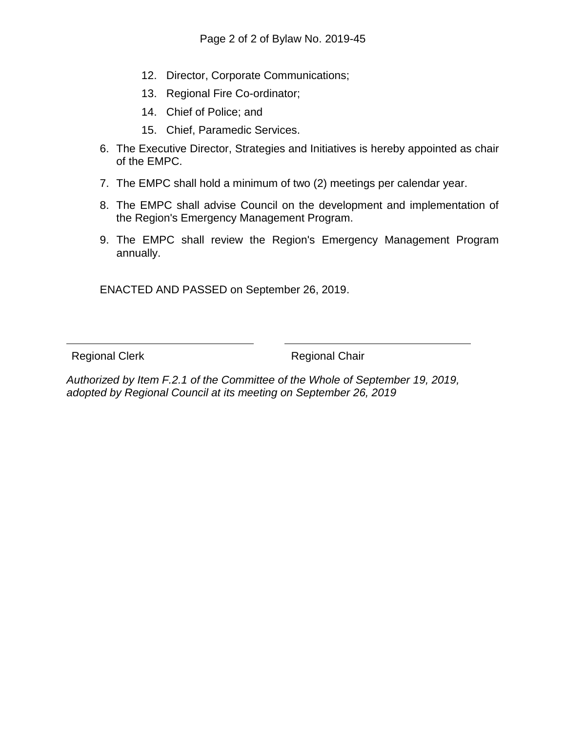12. Director, Corporate Communications;
13. Regional Fire Co-ordinator;
14. Chief of Police; and
15. Chief, Paramedic Services.

6. The Executive Director, Strategies and Initiatives is hereby appointed as chair of the EMPC.
7. The EMPC shall hold a minimum of two (2) meetings per calendar year.
8. The EMPC shall advise Council on the development and implementation of the Region's Emergency Management Program.
9. The EMPC shall review the Region's Emergency Management Program annually.

ENACTED AND PASSED on September 26, 2019.

Regional Clerk

Regional Chair

*Authorized by Item F.2.1 of the Committee of the Whole of September 19, 2019, adopted by Regional Council at its meeting on September 26, 2019*